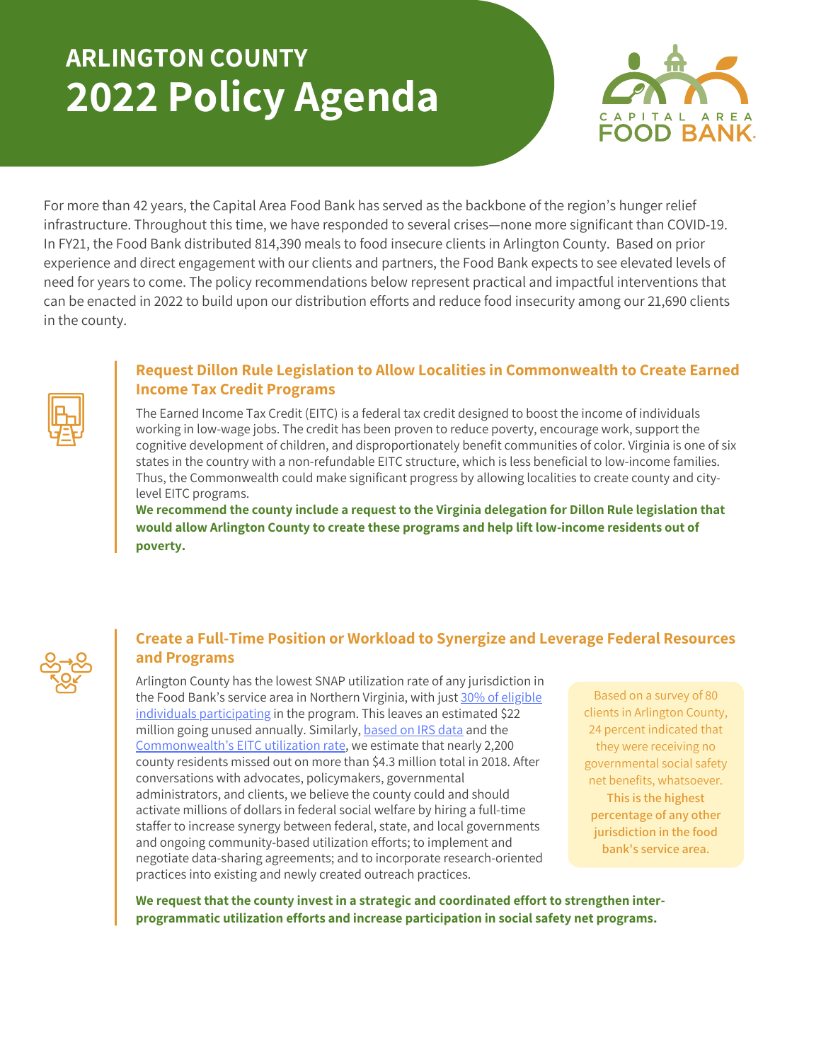# ARLINGTON COUNTY
# 2022 Policy Agenda

CAPITAL AREA FOOD BANK

For more than 42 years, the Capital Area Food Bank has served as the backbone of the region's hunger relief infrastructure. Throughout this time, we have responded to several crises—none more significant than COVID-19. In FY21, the Food Bank distributed 814,390 meals to food insecure clients in Arlington County. Based on prior experience and direct engagement with our clients and partners, the Food Bank expects to see elevated levels of need for years to come. The policy recommendations below represent practical and impactful interventions that can be enacted in 2022 to build upon our distribution efforts and reduce food insecurity among our 21,690 clients in the county.

## Request Dillon Rule Legislation to Allow Localities in Commonwealth to Create Earned Income Tax Credit Programs

The Earned Income Tax Credit (EITC) is a federal tax credit designed to boost the income of individuals working in low-wage jobs. The credit has been proven to reduce poverty, encourage work, support the cognitive development of children, and disproportionately benefit communities of color. Virginia is one of six states in the country with a non-refundable EITC structure, which is less beneficial to low-income families. Thus, the Commonwealth could make significant progress by allowing localities to create county and city-level EITC programs.

**We recommend the county include a request to the Virginia delegation for Dillon Rule legislation that would allow Arlington County to create these programs and help lift low-income residents out of poverty.**

## Create a Full-Time Position or Workload to Synergize and Leverage Federal Resources and Programs

Arlington County has the lowest SNAP utilization rate of any jurisdiction in the Food Bank's service area in Northern Virginia, with just 30% of eligible individuals participating in the program. This leaves an estimated $22 million going unused annually. Similarly, based on IRS data and the Commonwealth's EITC utilization rate, we estimate that nearly 2,200 county residents missed out on more than $4.3 million total in 2018. After conversations with advocates, policymakers, governmental administrators, and clients, we believe the county could and should activate millions of dollars in federal social welfare by hiring a full-time staffer to increase synergy between federal, state, and local governments and ongoing community-based utilization efforts; to implement and negotiate data-sharing agreements; and to incorporate research-oriented practices into existing and newly created outreach practices.

> Based on a survey of 80 clients in Arlington County, 24 percent indicated that they were receiving no governmental social safety net benefits, whatsoever. **This is the highest percentage of any other jurisdiction in the food bank's service area.**

**We request that the county invest in a strategic and coordinated effort to strengthen inter-programmatic utilization efforts and increase participation in social safety net programs.**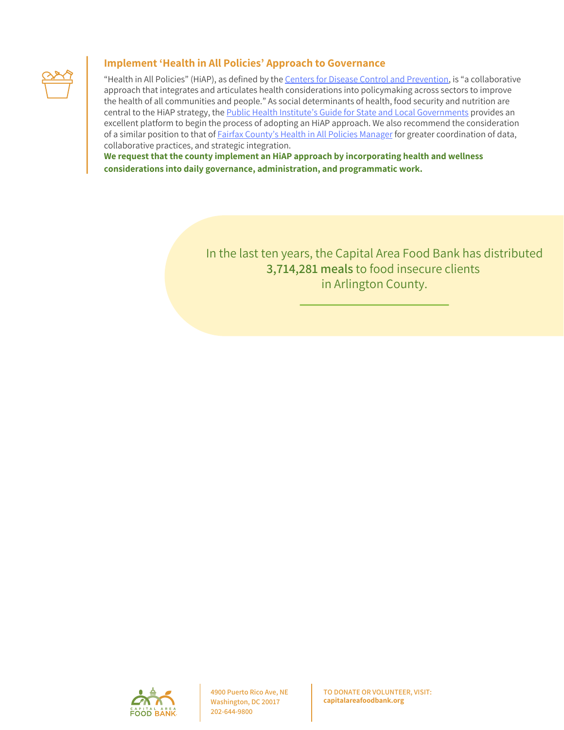### Implement 'Health in All Policies' Approach to Governance

"Health in All Policies" (HiAP), as defined by the Centers for Disease Control and Prevention, is "a collaborative approach that integrates and articulates health considerations into policymaking across sectors to improve the health of all communities and people." As social determinants of health, food security and nutrition are central to the HiAP strategy, the Public Health Institute's Guide for State and Local Governments provides an excellent platform to begin the process of adopting an HiAP approach. We also recommend the consideration of a similar position to that of Fairfax County's Health in All Policies Manager for greater coordination of data, collaborative practices, and strategic integration.

**We request that the county implement an HiAP approach by incorporating health and wellness considerations into daily governance, administration, and programmatic work.**

In the last ten years, the Capital Area Food Bank has distributed **3,714,281 meals** to food insecure clients in Arlington County.

CAPITAL AREA FOOD BANK

4900 Puerto Rico Ave, NE
Washington, DC 20017
202-644-9800

TO DONATE OR VOLUNTEER, VISIT:
**capitalareafoodbank.org**